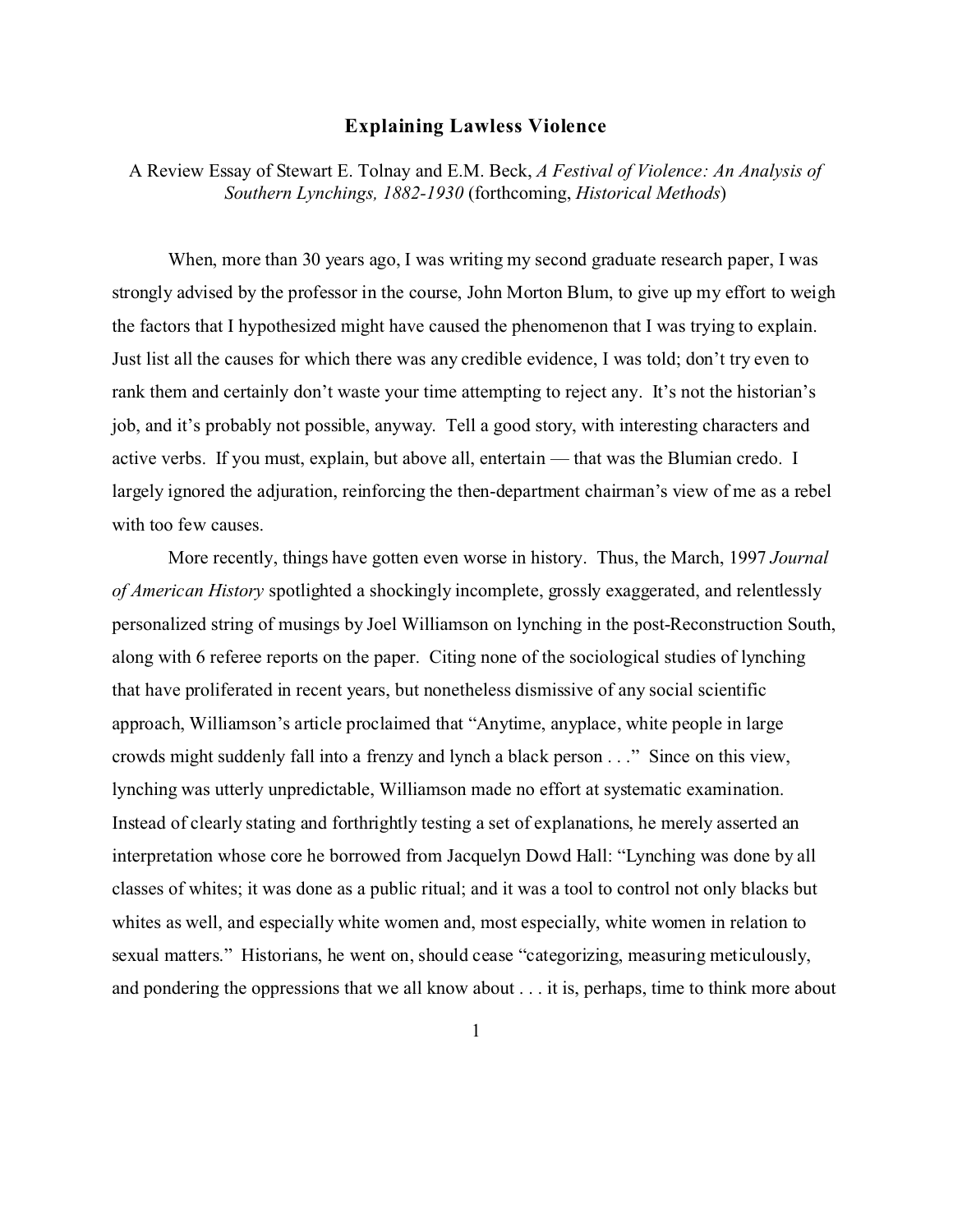# Explaining Lawless Violence

A Review Essay of Stewart E. Tolnay and E.M. Beck, *A Festival of Violence: An Analysis of Southern Lynchings, 1882-1930* (forthcoming, *Historical Methods*)

When, more than 30 years ago, I was writing my second graduate research paper, I was strongly advised by the professor in the course, John Morton Blum, to give up my effort to weigh the factors that I hypothesized might have caused the phenomenon that I was trying to explain. Just list all the causes for which there was any credible evidence, I was told; don't try even to rank them and certainly don't waste your time attempting to reject any. It's not the historian's job, and it's probably not possible, anyway. Tell a good story, with interesting characters and active verbs. If you must, explain, but above all, entertain — that was the Blumian credo. I largely ignored the adjuration, reinforcing the then-department chairman's view of me as a rebel with too few causes.

More recently, things have gotten even worse in history. Thus, the March, 1997 *Journal of American History* spotlighted a shockingly incomplete, grossly exaggerated, and relentlessly personalized string of musings by Joel Williamson on lynching in the post-Reconstruction South, along with 6 referee reports on the paper. Citing none of the sociological studies of lynching that have proliferated in recent years, but nonetheless dismissive of any social scientific approach, Williamson's article proclaimed that "Anytime, anyplace, white people in large crowds might suddenly fall into a frenzy and lynch a black person . . ." Since on this view, lynching was utterly unpredictable, Williamson made no effort at systematic examination. Instead of clearly stating and forthrightly testing a set of explanations, he merely asserted an interpretation whose core he borrowed from Jacquelyn Dowd Hall: "Lynching was done by all classes of whites; it was done as a public ritual; and it was a tool to control not only blacks but whites as well, and especially white women and, most especially, white women in relation to sexual matters." Historians, he went on, should cease "categorizing, measuring meticulously, and pondering the oppressions that we all know about . . . it is, perhaps, time to think more about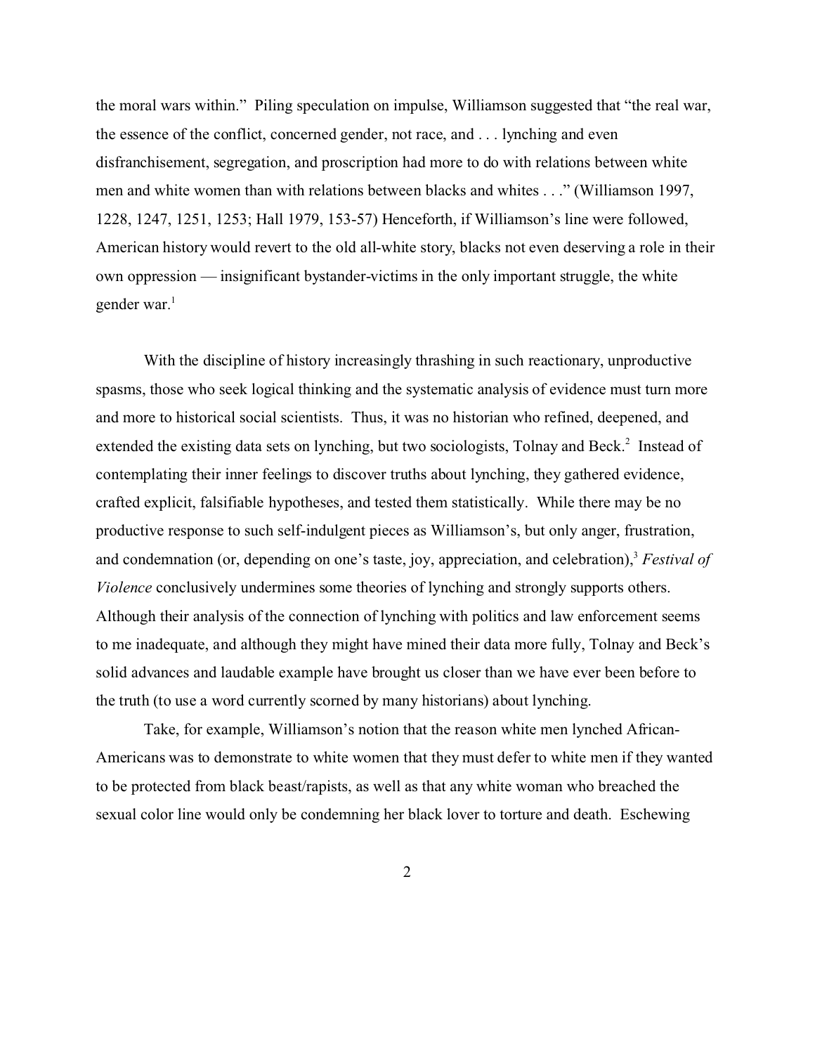the moral wars within." Piling speculation on impulse, Williamson suggested that "the real war, the essence of the conflict, concerned gender, not race, and . . . lynching and even disfranchisement, segregation, and proscription had more to do with relations between white men and white women than with relations between blacks and whites . . ." (Williamson 1997, 1228, 1247, 1251, 1253; Hall 1979, 153-57) Henceforth, if Williamson's line were followed, American history would revert to the old all-white story, blacks not even deserving a role in their own oppression — insignificant bystander-victims in the only important struggle, the white gender war.[1]

With the discipline of history increasingly thrashing in such reactionary, unproductive spasms, those who seek logical thinking and the systematic analysis of evidence must turn more and more to historical social scientists. Thus, it was no historian who refined, deepened, and extended the existing data sets on lynching, but two sociologists, Tolnay and Beck.[2] Instead of contemplating their inner feelings to discover truths about lynching, they gathered evidence, crafted explicit, falsifiable hypotheses, and tested them statistically. While there may be no productive response to such self-indulgent pieces as Williamson's, but only anger, frustration, and condemnation (or, depending on one's taste, joy, appreciation, and celebration),[3] *Festival of Violence* conclusively undermines some theories of lynching and strongly supports others. Although their analysis of the connection of lynching with politics and law enforcement seems to me inadequate, and although they might have mined their data more fully, Tolnay and Beck's solid advances and laudable example have brought us closer than we have ever been before to the truth (to use a word currently scorned by many historians) about lynching.

Take, for example, Williamson's notion that the reason white men lynched African-Americans was to demonstrate to white women that they must defer to white men if they wanted to be protected from black beast/rapists, as well as that any white woman who breached the sexual color line would only be condemning her black lover to torture and death. Eschewing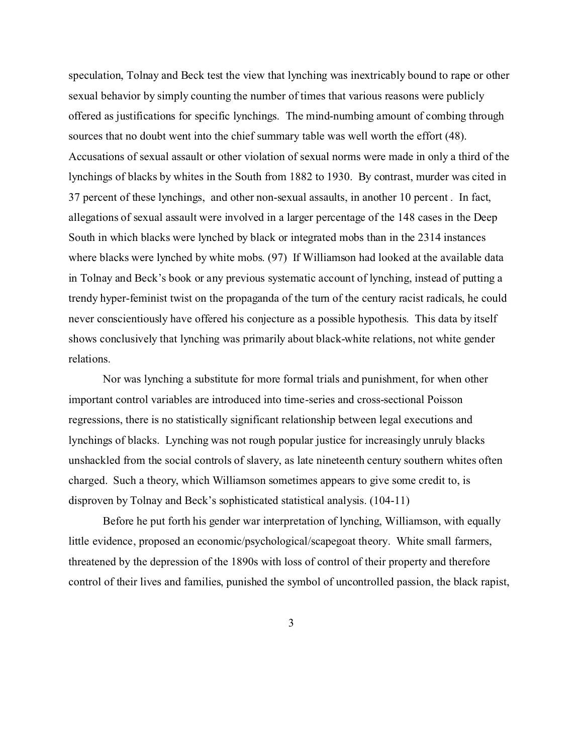speculation, Tolnay and Beck test the view that lynching was inextricably bound to rape or other sexual behavior by simply counting the number of times that various reasons were publicly offered as justifications for specific lynchings. The mind-numbing amount of combing through sources that no doubt went into the chief summary table was well worth the effort (48). Accusations of sexual assault or other violation of sexual norms were made in only a third of the lynchings of blacks by whites in the South from 1882 to 1930. By contrast, murder was cited in 37 percent of these lynchings, and other non-sexual assaults, in another 10 percent . In fact, allegations of sexual assault were involved in a larger percentage of the 148 cases in the Deep South in which blacks were lynched by black or integrated mobs than in the 2314 instances where blacks were lynched by white mobs. (97) If Williamson had looked at the available data in Tolnay and Beck's book or any previous systematic account of lynching, instead of putting a trendy hyper-feminist twist on the propaganda of the turn of the century racist radicals, he could never conscientiously have offered his conjecture as a possible hypothesis. This data by itself shows conclusively that lynching was primarily about black-white relations, not white gender relations.

Nor was lynching a substitute for more formal trials and punishment, for when other important control variables are introduced into time-series and cross-sectional Poisson regressions, there is no statistically significant relationship between legal executions and lynchings of blacks. Lynching was not rough popular justice for increasingly unruly blacks unshackled from the social controls of slavery, as late nineteenth century southern whites often charged. Such a theory, which Williamson sometimes appears to give some credit to, is disproven by Tolnay and Beck's sophisticated statistical analysis. (104-11)

Before he put forth his gender war interpretation of lynching, Williamson, with equally little evidence, proposed an economic/psychological/scapegoat theory. White small farmers, threatened by the depression of the 1890s with loss of control of their property and therefore control of their lives and families, punished the symbol of uncontrolled passion, the black rapist,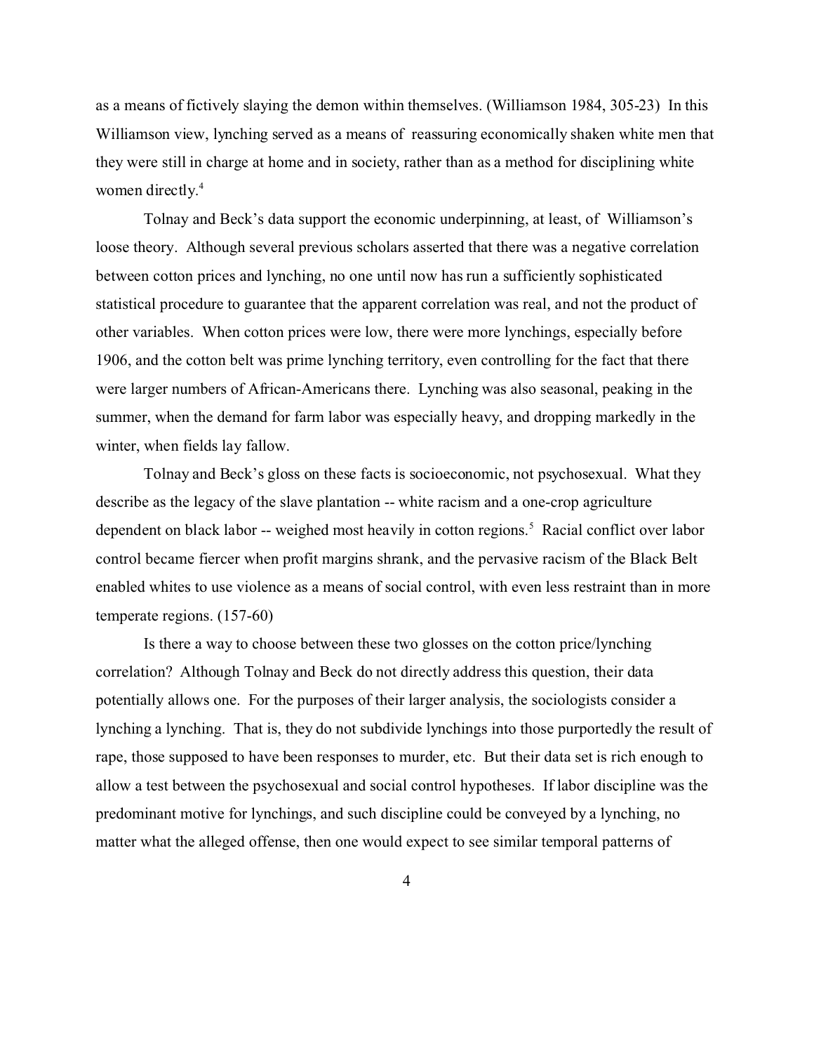as a means of fictively slaying the demon within themselves. (Williamson 1984, 305-23) In this Williamson view, lynching served as a means of reassuring economically shaken white men that they were still in charge at home and in society, rather than as a method for disciplining white women directly.[4]

Tolnay and Beck's data support the economic underpinning, at least, of Williamson's loose theory. Although several previous scholars asserted that there was a negative correlation between cotton prices and lynching, no one until now has run a sufficiently sophisticated statistical procedure to guarantee that the apparent correlation was real, and not the product of other variables. When cotton prices were low, there were more lynchings, especially before 1906, and the cotton belt was prime lynching territory, even controlling for the fact that there were larger numbers of African-Americans there. Lynching was also seasonal, peaking in the summer, when the demand for farm labor was especially heavy, and dropping markedly in the winter, when fields lay fallow.

Tolnay and Beck's gloss on these facts is socioeconomic, not psychosexual. What they describe as the legacy of the slave plantation -- white racism and a one-crop agriculture dependent on black labor -- weighed most heavily in cotton regions.[5] Racial conflict over labor control became fiercer when profit margins shrank, and the pervasive racism of the Black Belt enabled whites to use violence as a means of social control, with even less restraint than in more temperate regions. (157-60)

Is there a way to choose between these two glosses on the cotton price/lynching correlation? Although Tolnay and Beck do not directly address this question, their data potentially allows one. For the purposes of their larger analysis, the sociologists consider a lynching a lynching. That is, they do not subdivide lynchings into those purportedly the result of rape, those supposed to have been responses to murder, etc. But their data set is rich enough to allow a test between the psychosexual and social control hypotheses. If labor discipline was the predominant motive for lynchings, and such discipline could be conveyed by a lynching, no matter what the alleged offense, then one would expect to see similar temporal patterns of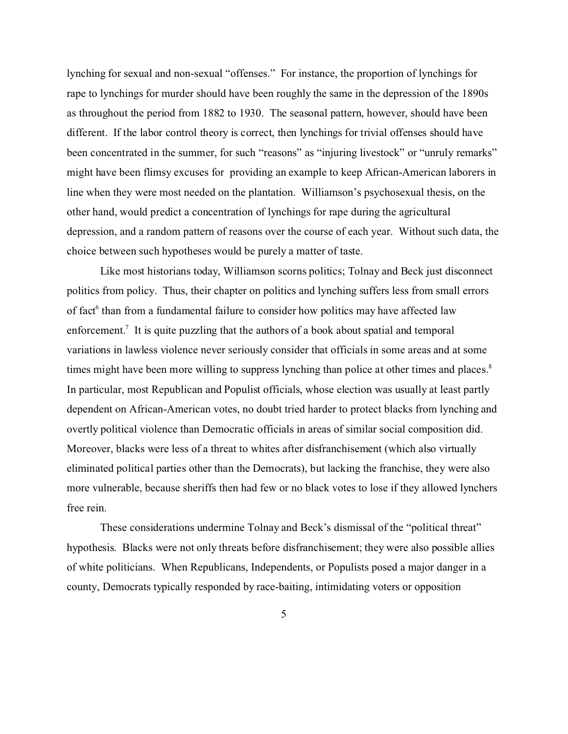lynching for sexual and non-sexual "offenses." For instance, the proportion of lynchings for rape to lynchings for murder should have been roughly the same in the depression of the 1890s as throughout the period from 1882 to 1930. The seasonal pattern, however, should have been different. If the labor control theory is correct, then lynchings for trivial offenses should have been concentrated in the summer, for such "reasons" as "injuring livestock" or "unruly remarks" might have been flimsy excuses for providing an example to keep African-American laborers in line when they were most needed on the plantation. Williamson's psychosexual thesis, on the other hand, would predict a concentration of lynchings for rape during the agricultural depression, and a random pattern of reasons over the course of each year. Without such data, the choice between such hypotheses would be purely a matter of taste.

Like most historians today, Williamson scorns politics; Tolnay and Beck just disconnect politics from policy. Thus, their chapter on politics and lynching suffers less from small errors of fact[6] than from a fundamental failure to consider how politics may have affected law enforcement.[7] It is quite puzzling that the authors of a book about spatial and temporal variations in lawless violence never seriously consider that officials in some areas and at some times might have been more willing to suppress lynching than police at other times and places.[8] In particular, most Republican and Populist officials, whose election was usually at least partly dependent on African-American votes, no doubt tried harder to protect blacks from lynching and overtly political violence than Democratic officials in areas of similar social composition did. Moreover, blacks were less of a threat to whites after disfranchisement (which also virtually eliminated political parties other than the Democrats), but lacking the franchise, they were also more vulnerable, because sheriffs then had few or no black votes to lose if they allowed lynchers free rein.

These considerations undermine Tolnay and Beck's dismissal of the "political threat" hypothesis. Blacks were not only threats before disfranchisement; they were also possible allies of white politicians. When Republicans, Independents, or Populists posed a major danger in a county, Democrats typically responded by race-baiting, intimidating voters or opposition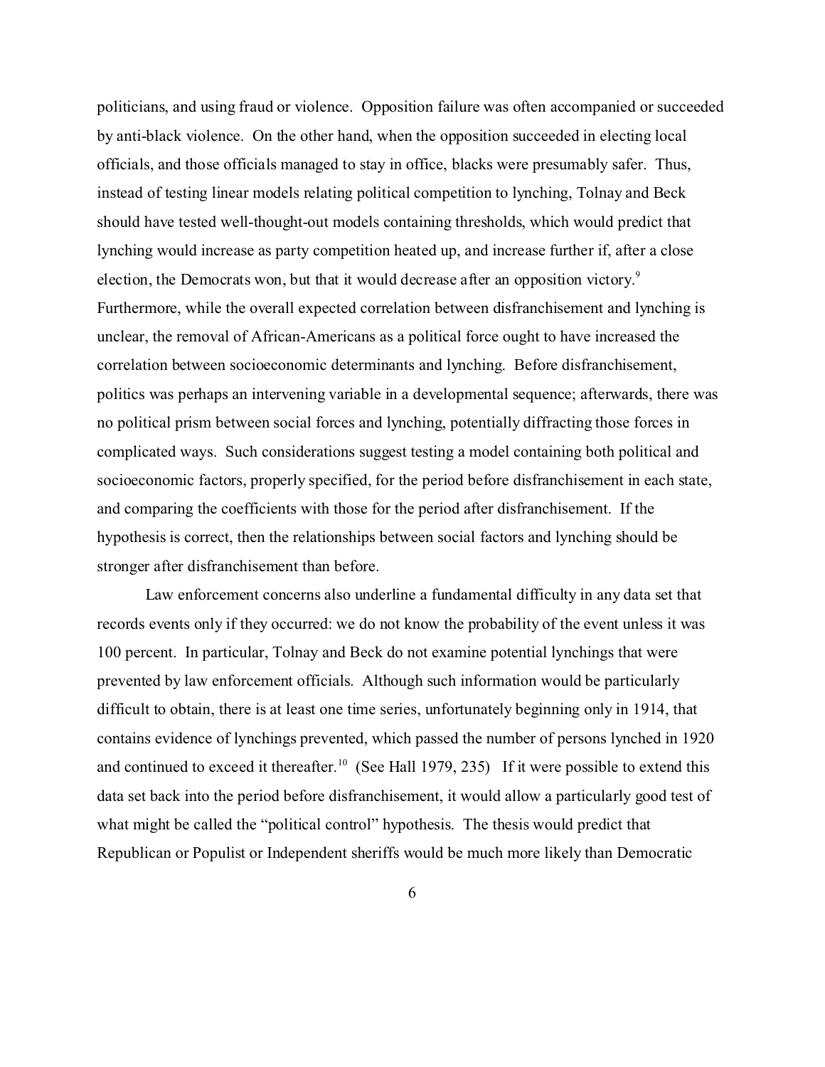politicians, and using fraud or violence. Opposition failure was often accompanied or succeeded by anti-black violence. On the other hand, when the opposition succeeded in electing local officials, and those officials managed to stay in office, blacks were presumably safer. Thus, instead of testing linear models relating political competition to lynching, Tolnay and Beck should have tested well-thought-out models containing thresholds, which would predict that lynching would increase as party competition heated up, and increase further if, after a close election, the Democrats won, but that it would decrease after an opposition victory.[9] Furthermore, while the overall expected correlation between disfranchisement and lynching is unclear, the removal of African-Americans as a political force ought to have increased the correlation between socioeconomic determinants and lynching. Before disfranchisement, politics was perhaps an intervening variable in a developmental sequence; afterwards, there was no political prism between social forces and lynching, potentially diffracting those forces in complicated ways. Such considerations suggest testing a model containing both political and socioeconomic factors, properly specified, for the period before disfranchisement in each state, and comparing the coefficients with those for the period after disfranchisement. If the hypothesis is correct, then the relationships between social factors and lynching should be stronger after disfranchisement than before.

Law enforcement concerns also underline a fundamental difficulty in any data set that records events only if they occurred: we do not know the probability of the event unless it was 100 percent. In particular, Tolnay and Beck do not examine potential lynchings that were prevented by law enforcement officials. Although such information would be particularly difficult to obtain, there is at least one time series, unfortunately beginning only in 1914, that contains evidence of lynchings prevented, which passed the number of persons lynched in 1920 and continued to exceed it thereafter.[10] (See Hall 1979, 235) If it were possible to extend this data set back into the period before disfranchisement, it would allow a particularly good test of what might be called the "political control" hypothesis. The thesis would predict that Republican or Populist or Independent sheriffs would be much more likely than Democratic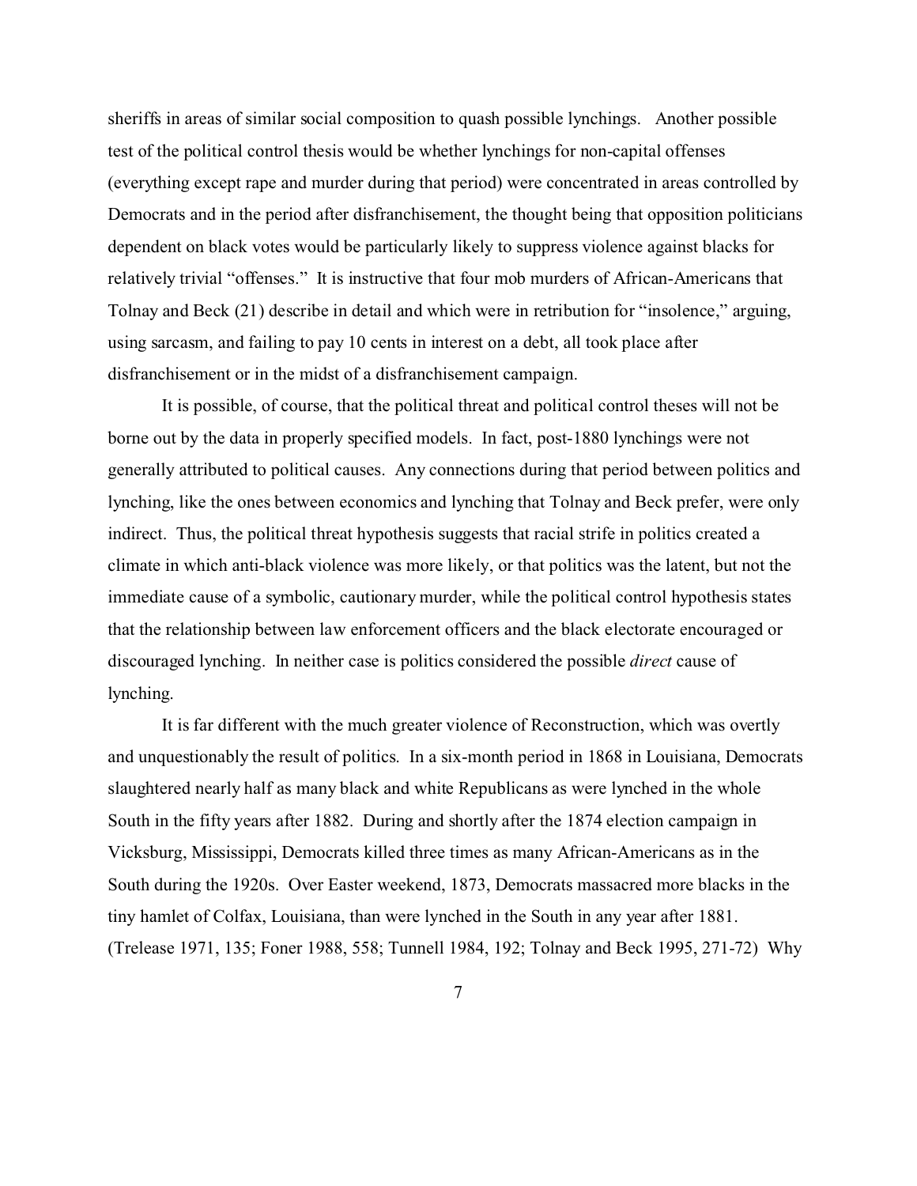sheriffs in areas of similar social composition to quash possible lynchings. Another possible test of the political control thesis would be whether lynchings for non-capital offenses (everything except rape and murder during that period) were concentrated in areas controlled by Democrats and in the period after disfranchisement, the thought being that opposition politicians dependent on black votes would be particularly likely to suppress violence against blacks for relatively trivial "offenses." It is instructive that four mob murders of African-Americans that Tolnay and Beck (21) describe in detail and which were in retribution for "insolence," arguing, using sarcasm, and failing to pay 10 cents in interest on a debt, all took place after disfranchisement or in the midst of a disfranchisement campaign.

It is possible, of course, that the political threat and political control theses will not be borne out by the data in properly specified models. In fact, post-1880 lynchings were not generally attributed to political causes. Any connections during that period between politics and lynching, like the ones between economics and lynching that Tolnay and Beck prefer, were only indirect. Thus, the political threat hypothesis suggests that racial strife in politics created a climate in which anti-black violence was more likely, or that politics was the latent, but not the immediate cause of a symbolic, cautionary murder, while the political control hypothesis states that the relationship between law enforcement officers and the black electorate encouraged or discouraged lynching. In neither case is politics considered the possible *direct* cause of lynching.

It is far different with the much greater violence of Reconstruction, which was overtly and unquestionably the result of politics. In a six-month period in 1868 in Louisiana, Democrats slaughtered nearly half as many black and white Republicans as were lynched in the whole South in the fifty years after 1882. During and shortly after the 1874 election campaign in Vicksburg, Mississippi, Democrats killed three times as many African-Americans as in the South during the 1920s. Over Easter weekend, 1873, Democrats massacred more blacks in the tiny hamlet of Colfax, Louisiana, than were lynched in the South in any year after 1881. (Trelease 1971, 135; Foner 1988, 558; Tunnell 1984, 192; Tolnay and Beck 1995, 271-72) Why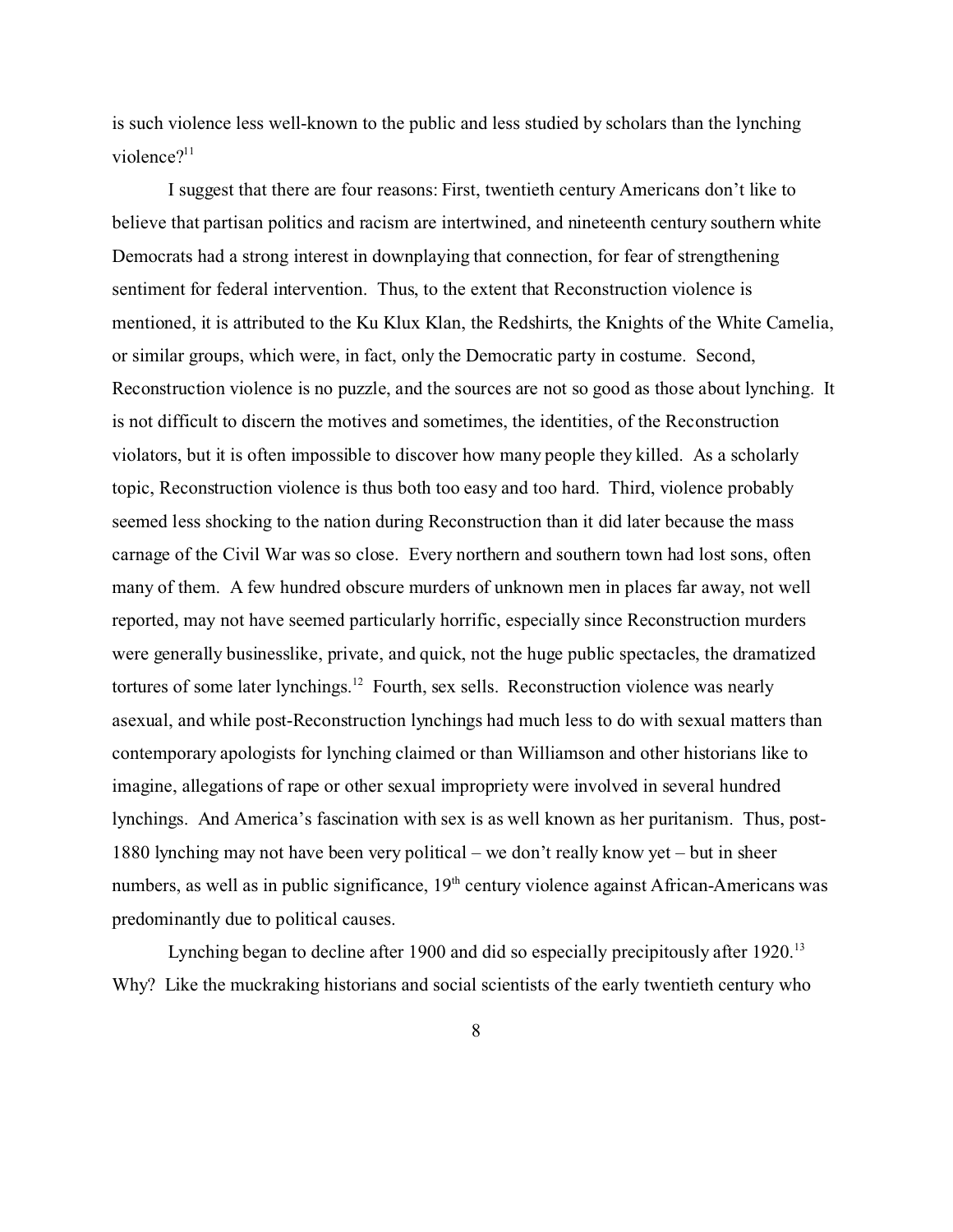is such violence less well-known to the public and less studied by scholars than the lynching violence?[11]

I suggest that there are four reasons: First, twentieth century Americans don't like to believe that partisan politics and racism are intertwined, and nineteenth century southern white Democrats had a strong interest in downplaying that connection, for fear of strengthening sentiment for federal intervention. Thus, to the extent that Reconstruction violence is mentioned, it is attributed to the Ku Klux Klan, the Redshirts, the Knights of the White Camelia, or similar groups, which were, in fact, only the Democratic party in costume. Second, Reconstruction violence is no puzzle, and the sources are not so good as those about lynching. It is not difficult to discern the motives and sometimes, the identities, of the Reconstruction violators, but it is often impossible to discover how many people they killed. As a scholarly topic, Reconstruction violence is thus both too easy and too hard. Third, violence probably seemed less shocking to the nation during Reconstruction than it did later because the mass carnage of the Civil War was so close. Every northern and southern town had lost sons, often many of them. A few hundred obscure murders of unknown men in places far away, not well reported, may not have seemed particularly horrific, especially since Reconstruction murders were generally businesslike, private, and quick, not the huge public spectacles, the dramatized tortures of some later lynchings.[12] Fourth, sex sells. Reconstruction violence was nearly asexual, and while post-Reconstruction lynchings had much less to do with sexual matters than contemporary apologists for lynching claimed or than Williamson and other historians like to imagine, allegations of rape or other sexual impropriety were involved in several hundred lynchings. And America's fascination with sex is as well known as her puritanism. Thus, post-1880 lynching may not have been very political – we don't really know yet – but in sheer numbers, as well as in public significance, 19th century violence against African-Americans was predominantly due to political causes.

Lynching began to decline after 1900 and did so especially precipitously after 1920.[13] Why? Like the muckraking historians and social scientists of the early twentieth century who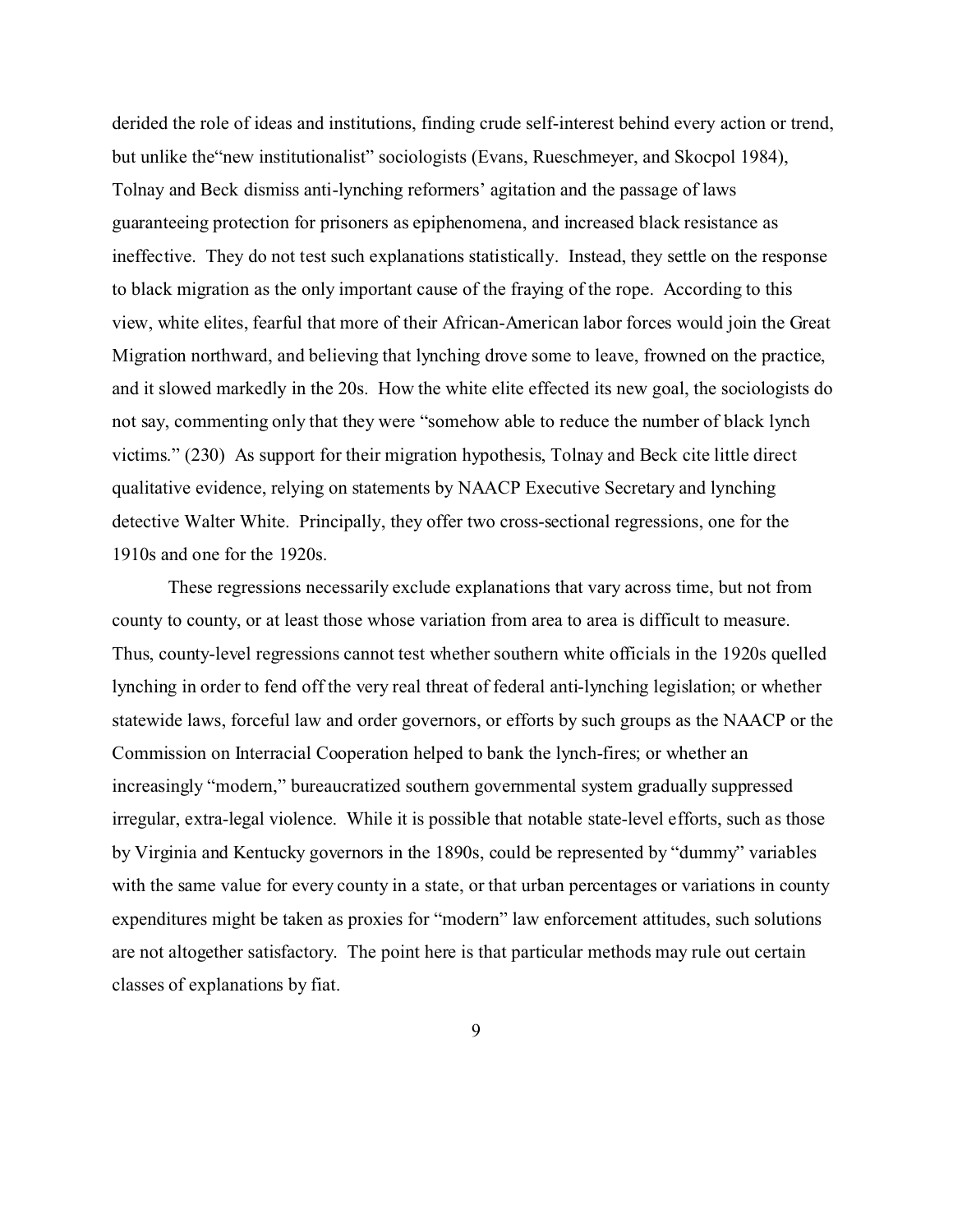derided the role of ideas and institutions, finding crude self-interest behind every action or trend, but unlike the"new institutionalist" sociologists (Evans, Rueschmeyer, and Skocpol 1984), Tolnay and Beck dismiss anti-lynching reformers' agitation and the passage of laws guaranteeing protection for prisoners as epiphenomena, and increased black resistance as ineffective. They do not test such explanations statistically. Instead, they settle on the response to black migration as the only important cause of the fraying of the rope. According to this view, white elites, fearful that more of their African-American labor forces would join the Great Migration northward, and believing that lynching drove some to leave, frowned on the practice, and it slowed markedly in the 20s. How the white elite effected its new goal, the sociologists do not say, commenting only that they were "somehow able to reduce the number of black lynch victims." (230) As support for their migration hypothesis, Tolnay and Beck cite little direct qualitative evidence, relying on statements by NAACP Executive Secretary and lynching detective Walter White. Principally, they offer two cross-sectional regressions, one for the 1910s and one for the 1920s.

These regressions necessarily exclude explanations that vary across time, but not from county to county, or at least those whose variation from area to area is difficult to measure. Thus, county-level regressions cannot test whether southern white officials in the 1920s quelled lynching in order to fend off the very real threat of federal anti-lynching legislation; or whether statewide laws, forceful law and order governors, or efforts by such groups as the NAACP or the Commission on Interracial Cooperation helped to bank the lynch-fires; or whether an increasingly "modern," bureaucratized southern governmental system gradually suppressed irregular, extra-legal violence. While it is possible that notable state-level efforts, such as those by Virginia and Kentucky governors in the 1890s, could be represented by "dummy" variables with the same value for every county in a state, or that urban percentages or variations in county expenditures might be taken as proxies for "modern" law enforcement attitudes, such solutions are not altogether satisfactory. The point here is that particular methods may rule out certain classes of explanations by fiat.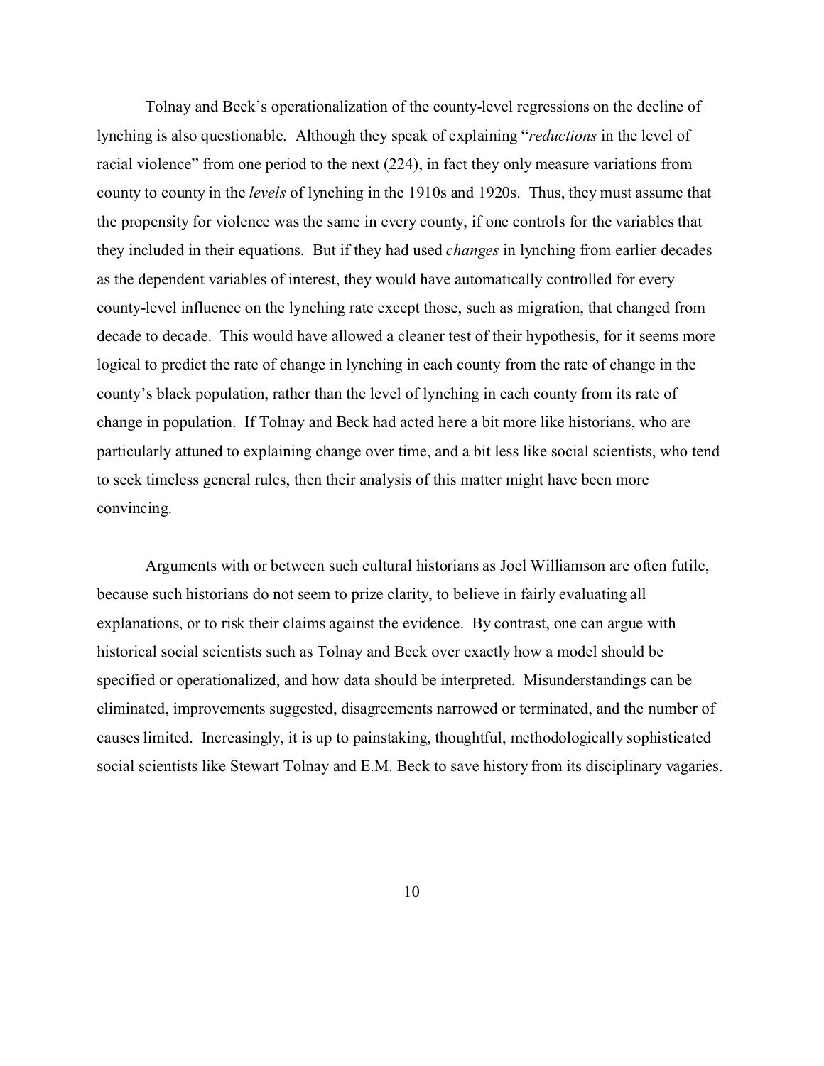Tolnay and Beck's operationalization of the county-level regressions on the decline of lynching is also questionable. Although they speak of explaining "*reductions* in the level of racial violence" from one period to the next (224), in fact they only measure variations from county to county in the *levels* of lynching in the 1910s and 1920s. Thus, they must assume that the propensity for violence was the same in every county, if one controls for the variables that they included in their equations. But if they had used *changes* in lynching from earlier decades as the dependent variables of interest, they would have automatically controlled for every county-level influence on the lynching rate except those, such as migration, that changed from decade to decade. This would have allowed a cleaner test of their hypothesis, for it seems more logical to predict the rate of change in lynching in each county from the rate of change in the county's black population, rather than the level of lynching in each county from its rate of change in population. If Tolnay and Beck had acted here a bit more like historians, who are particularly attuned to explaining change over time, and a bit less like social scientists, who tend to seek timeless general rules, then their analysis of this matter might have been more convincing.

Arguments with or between such cultural historians as Joel Williamson are often futile, because such historians do not seem to prize clarity, to believe in fairly evaluating all explanations, or to risk their claims against the evidence. By contrast, one can argue with historical social scientists such as Tolnay and Beck over exactly how a model should be specified or operationalized, and how data should be interpreted. Misunderstandings can be eliminated, improvements suggested, disagreements narrowed or terminated, and the number of causes limited. Increasingly, it is up to painstaking, thoughtful, methodologically sophisticated social scientists like Stewart Tolnay and E.M. Beck to save history from its disciplinary vagaries.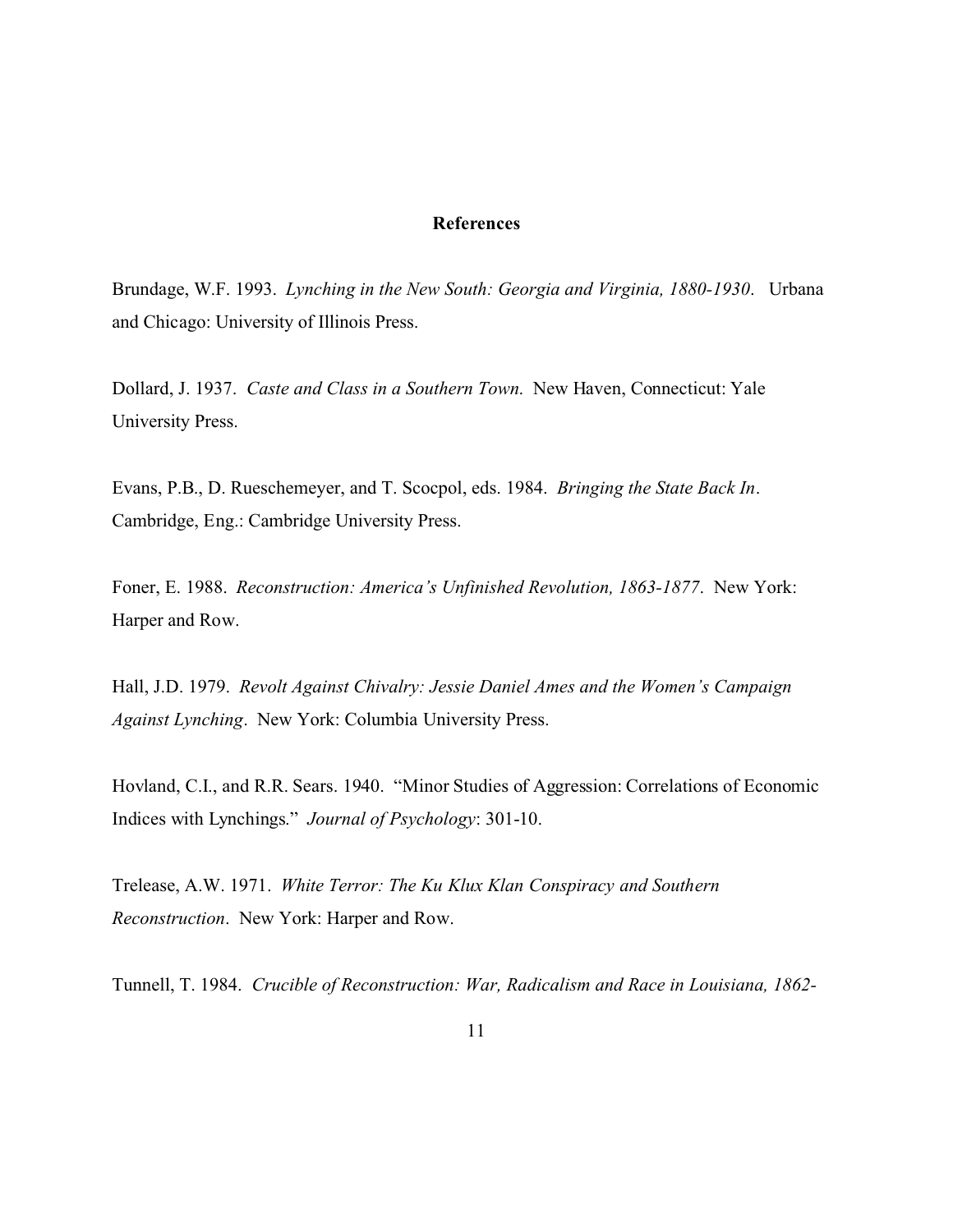**References**

Brundage, W.F. 1993. *Lynching in the New South: Georgia and Virginia, 1880-1930*. Urbana and Chicago: University of Illinois Press.

Dollard, J. 1937. *Caste and Class in a Southern Town*. New Haven, Connecticut: Yale University Press.

Evans, P.B., D. Rueschemeyer, and T. Scocpol, eds. 1984. *Bringing the State Back In*. Cambridge, Eng.: Cambridge University Press.

Foner, E. 1988. *Reconstruction: America's Unfinished Revolution, 1863-1877*. New York: Harper and Row.

Hall, J.D. 1979. *Revolt Against Chivalry: Jessie Daniel Ames and the Women's Campaign Against Lynching*. New York: Columbia University Press.

Hovland, C.I., and R.R. Sears. 1940. "Minor Studies of Aggression: Correlations of Economic Indices with Lynchings." *Journal of Psychology*: 301-10.

Trelease, A.W. 1971. *White Terror: The Ku Klux Klan Conspiracy and Southern Reconstruction*. New York: Harper and Row.

Tunnell, T. 1984. *Crucible of Reconstruction: War, Radicalism and Race in Louisiana, 1862-*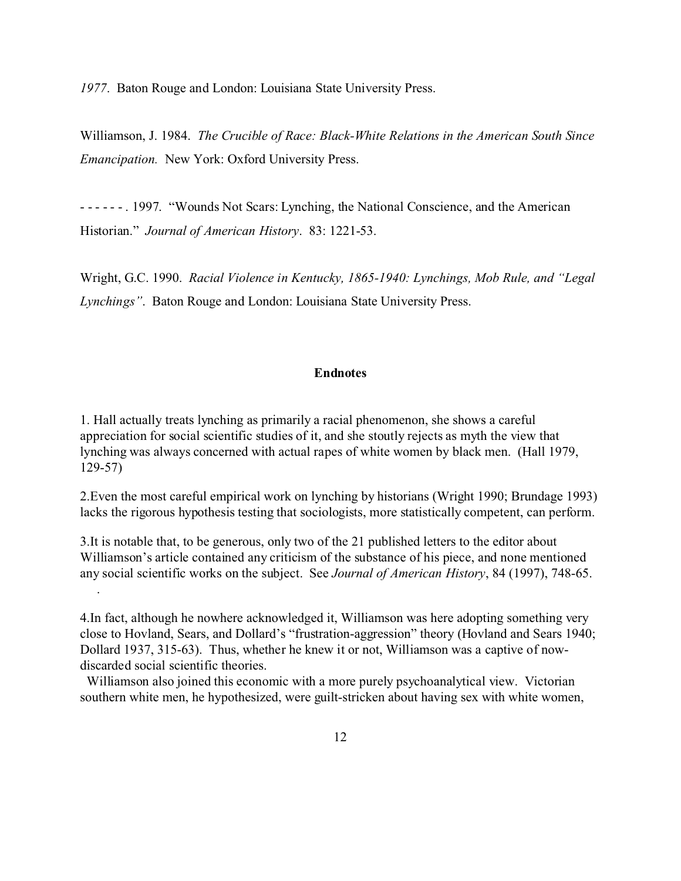*1977*. Baton Rouge and London: Louisiana State University Press.

Williamson, J. 1984. *The Crucible of Race: Black-White Relations in the American South Since Emancipation.* New York: Oxford University Press.

- - - - - - . 1997. "Wounds Not Scars: Lynching, the National Conscience, and the American Historian." *Journal of American History*. 83: 1221-53.

Wright, G.C. 1990. *Racial Violence in Kentucky, 1865-1940: Lynchings, Mob Rule, and "Legal Lynchings"*. Baton Rouge and London: Louisiana State University Press.

## Endnotes

1. Hall actually treats lynching as primarily a racial phenomenon, she shows a careful appreciation for social scientific studies of it, and she stoutly rejects as myth the view that lynching was always concerned with actual rapes of white women by black men. (Hall 1979, 129-57)

2.Even the most careful empirical work on lynching by historians (Wright 1990; Brundage 1993) lacks the rigorous hypothesis testing that sociologists, more statistically competent, can perform.

3.It is notable that, to be generous, only two of the 21 published letters to the editor about Williamson's article contained any criticism of the substance of his piece, and none mentioned any social scientific works on the subject. See *Journal of American History*, 84 (1997), 748-65.
.

4.In fact, although he nowhere acknowledged it, Williamson was here adopting something very close to Hovland, Sears, and Dollard's "frustration-aggression" theory (Hovland and Sears 1940; Dollard 1937, 315-63). Thus, whether he knew it or not, Williamson was a captive of now-discarded social scientific theories.

Williamson also joined this economic with a more purely psychoanalytical view. Victorian southern white men, he hypothesized, were guilt-stricken about having sex with white women,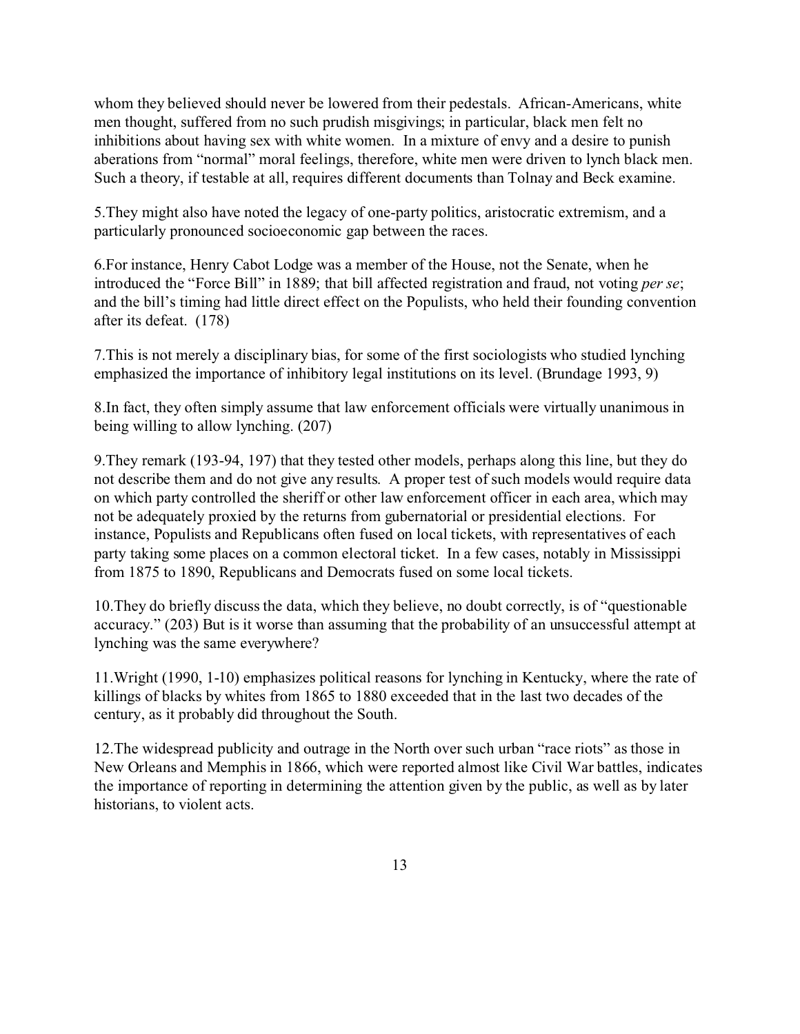whom they believed should never be lowered from their pedestals. African-Americans, white men thought, suffered from no such prudish misgivings; in particular, black men felt no inhibitions about having sex with white women. In a mixture of envy and a desire to punish aberations from "normal" moral feelings, therefore, white men were driven to lynch black men. Such a theory, if testable at all, requires different documents than Tolnay and Beck examine.

5.They might also have noted the legacy of one-party politics, aristocratic extremism, and a particularly pronounced socioeconomic gap between the races.

6.For instance, Henry Cabot Lodge was a member of the House, not the Senate, when he introduced the "Force Bill" in 1889; that bill affected registration and fraud, not voting *per se*; and the bill's timing had little direct effect on the Populists, who held their founding convention after its defeat. (178)

7.This is not merely a disciplinary bias, for some of the first sociologists who studied lynching emphasized the importance of inhibitory legal institutions on its level. (Brundage 1993, 9)

8.In fact, they often simply assume that law enforcement officials were virtually unanimous in being willing to allow lynching. (207)

9.They remark (193-94, 197) that they tested other models, perhaps along this line, but they do not describe them and do not give any results. A proper test of such models would require data on which party controlled the sheriff or other law enforcement officer in each area, which may not be adequately proxied by the returns from gubernatorial or presidential elections. For instance, Populists and Republicans often fused on local tickets, with representatives of each party taking some places on a common electoral ticket. In a few cases, notably in Mississippi from 1875 to 1890, Republicans and Democrats fused on some local tickets.

10.They do briefly discuss the data, which they believe, no doubt correctly, is of "questionable accuracy." (203) But is it worse than assuming that the probability of an unsuccessful attempt at lynching was the same everywhere?

11.Wright (1990, 1-10) emphasizes political reasons for lynching in Kentucky, where the rate of killings of blacks by whites from 1865 to 1880 exceeded that in the last two decades of the century, as it probably did throughout the South.

12.The widespread publicity and outrage in the North over such urban "race riots" as those in New Orleans and Memphis in 1866, which were reported almost like Civil War battles, indicates the importance of reporting in determining the attention given by the public, as well as by later historians, to violent acts.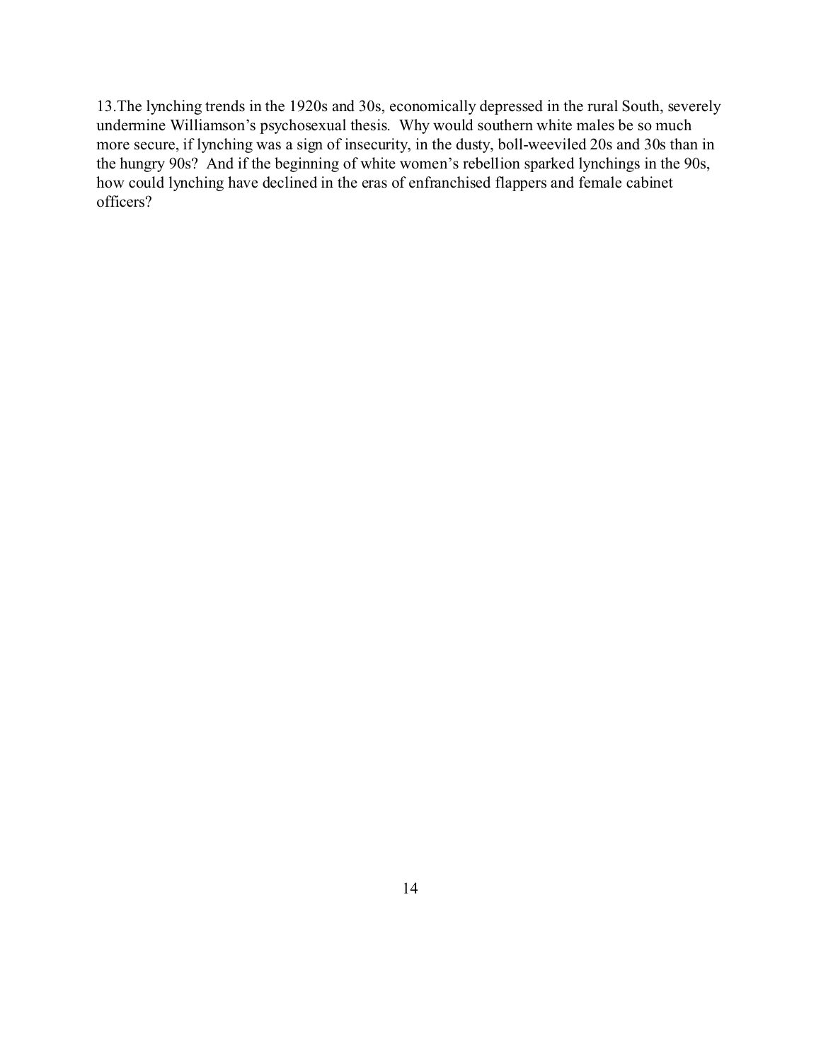13.The lynching trends in the 1920s and 30s, economically depressed in the rural South, severely undermine Williamson's psychosexual thesis. Why would southern white males be so much more secure, if lynching was a sign of insecurity, in the dusty, boll-weeviled 20s and 30s than in the hungry 90s? And if the beginning of white women's rebellion sparked lynchings in the 90s, how could lynching have declined in the eras of enfranchised flappers and female cabinet officers?